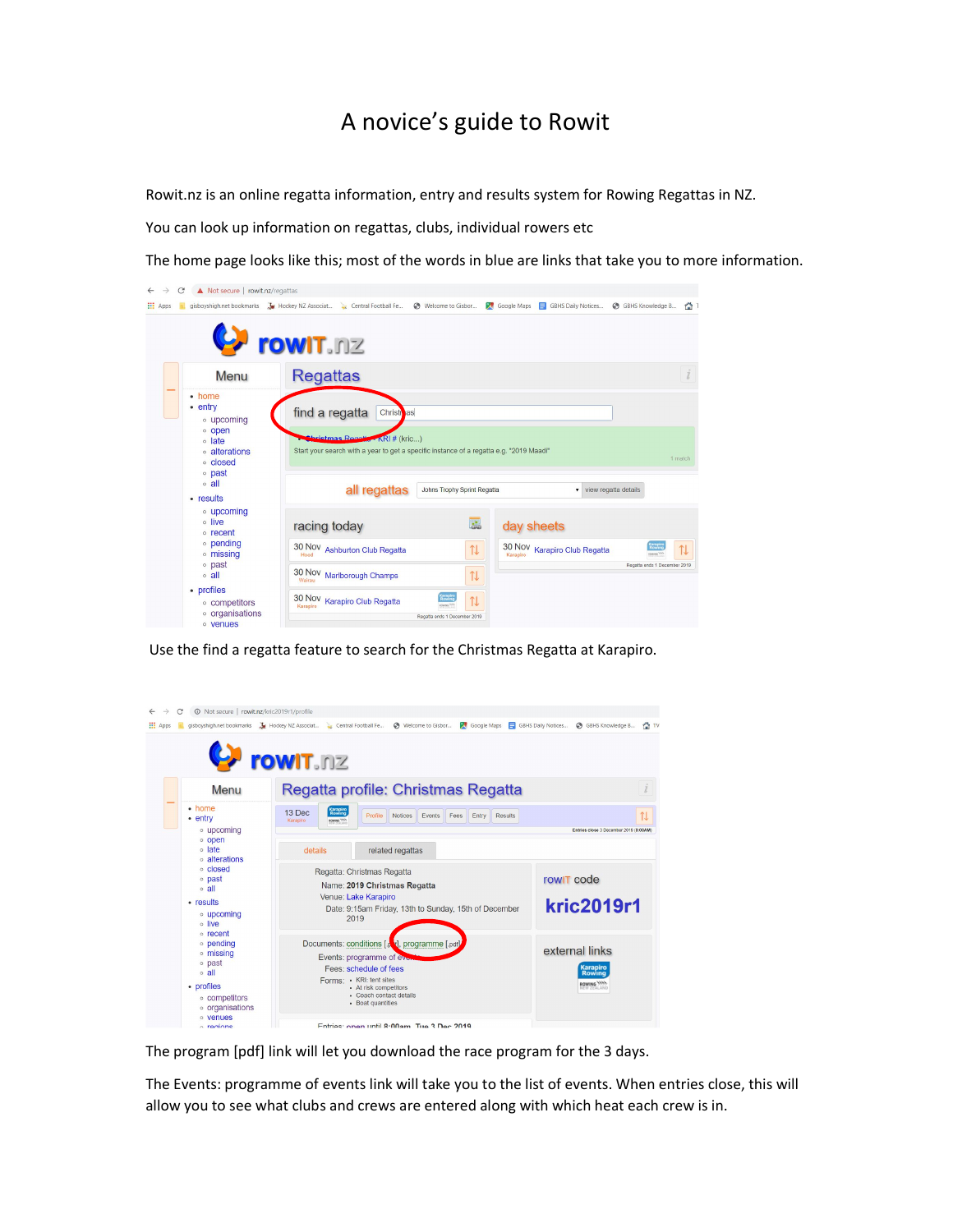# A novice's guide to Rowit

Rowit.nz is an online regatta information, entry and results system for Rowing Regattas in NZ.

You can look up information on regattas, clubs, individual rowers etc

The home page looks like this; most of the words in blue are links that take you to more information.

Use the find a regatta feature to search for the Christmas Regatta at Karapiro.

The program [pdf] link will let you download the race program for the 3 days.

The Events: programme of events link will take you to the list of events. When entries close, this will allow you to see what clubs and crews are entered along with which heat each crew is in.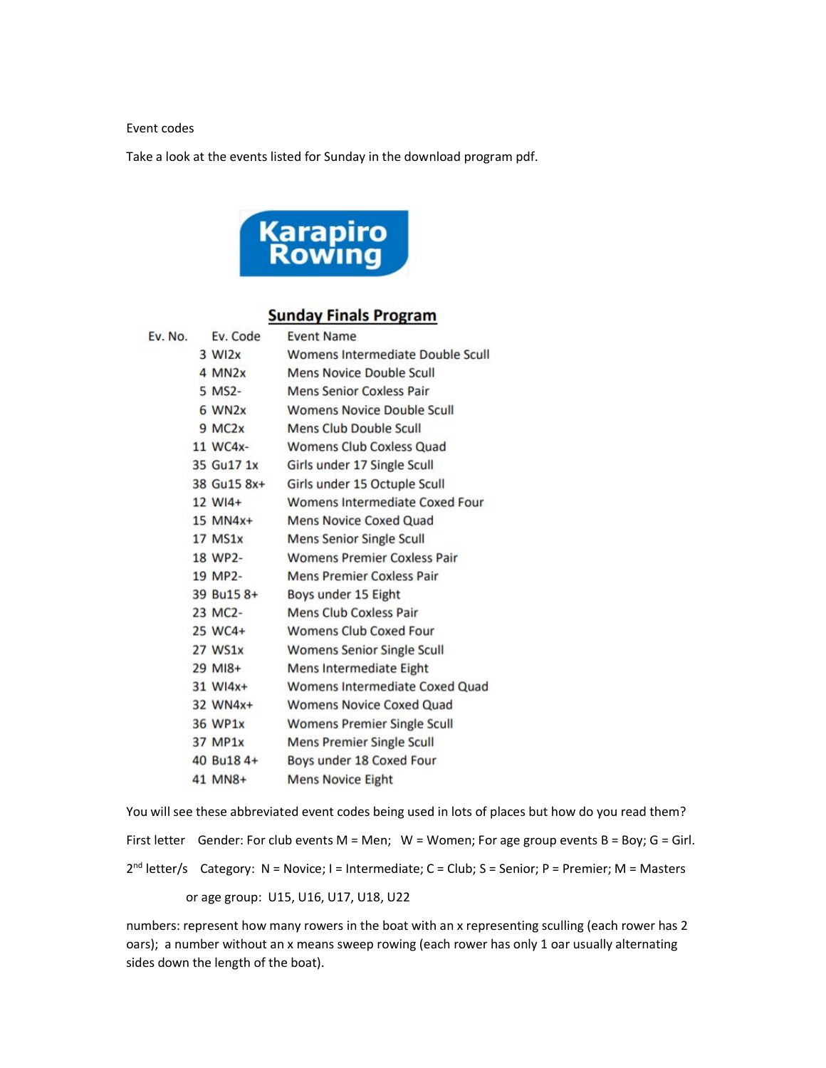Event codes

Take a look at the events listed for Sunday in the download program pdf.

Karapiro Rowing

## Sunday Finals Program

| Ev. No. | Ev. Code | Event Name |
|---|---|---|
| 3 | WI2x | Womens Intermediate Double Scull |
| 4 | MN2x | Mens Novice Double Scull |
| 5 | MS2- | Mens Senior Coxless Pair |
| 6 | WN2x | Womens Novice Double Scull |
| 9 | MC2x | Mens Club Double Scull |
| 11 | WC4x- | Womens Club Coxless Quad |
| 35 | Gu17 1x | Girls under 17 Single Scull |
| 38 | Gu15 8x+ | Girls under 15 Octuple Scull |
| 12 | WI4+ | Womens Intermediate Coxed Four |
| 15 | MN4x+ | Mens Novice Coxed Quad |
| 17 | MS1x | Mens Senior Single Scull |
| 18 | WP2- | Womens Premier Coxless Pair |
| 19 | MP2- | Mens Premier Coxless Pair |
| 39 | Bu15 8+ | Boys under 15 Eight |
| 23 | MC2- | Mens Club Coxless Pair |
| 25 | WC4+ | Womens Club Coxed Four |
| 27 | WS1x | Womens Senior Single Scull |
| 29 | MI8+ | Mens Intermediate Eight |
| 31 | WI4x+ | Womens Intermediate Coxed Quad |
| 32 | WN4x+ | Womens Novice Coxed Quad |
| 36 | WP1x | Womens Premier Single Scull |
| 37 | MP1x | Mens Premier Single Scull |
| 40 | Bu18 4+ | Boys under 18 Coxed Four |
| 41 | MN8+ | Mens Novice Eight |

You will see these abbreviated event codes being used in lots of places but how do you read them?

First letter    Gender: For club events M = Men;   W = Women; For age group events B = Boy; G = Girl.

2nd letter/s    Category:  N = Novice; I = Intermediate; C = Club; S = Senior; P = Premier; M = Masters

or age group:  U15, U16, U17, U18, U22

numbers: represent how many rowers in the boat with an x representing sculling (each rower has 2 oars);  a number without an x means sweep rowing (each rower has only 1 oar usually alternating sides down the length of the boat).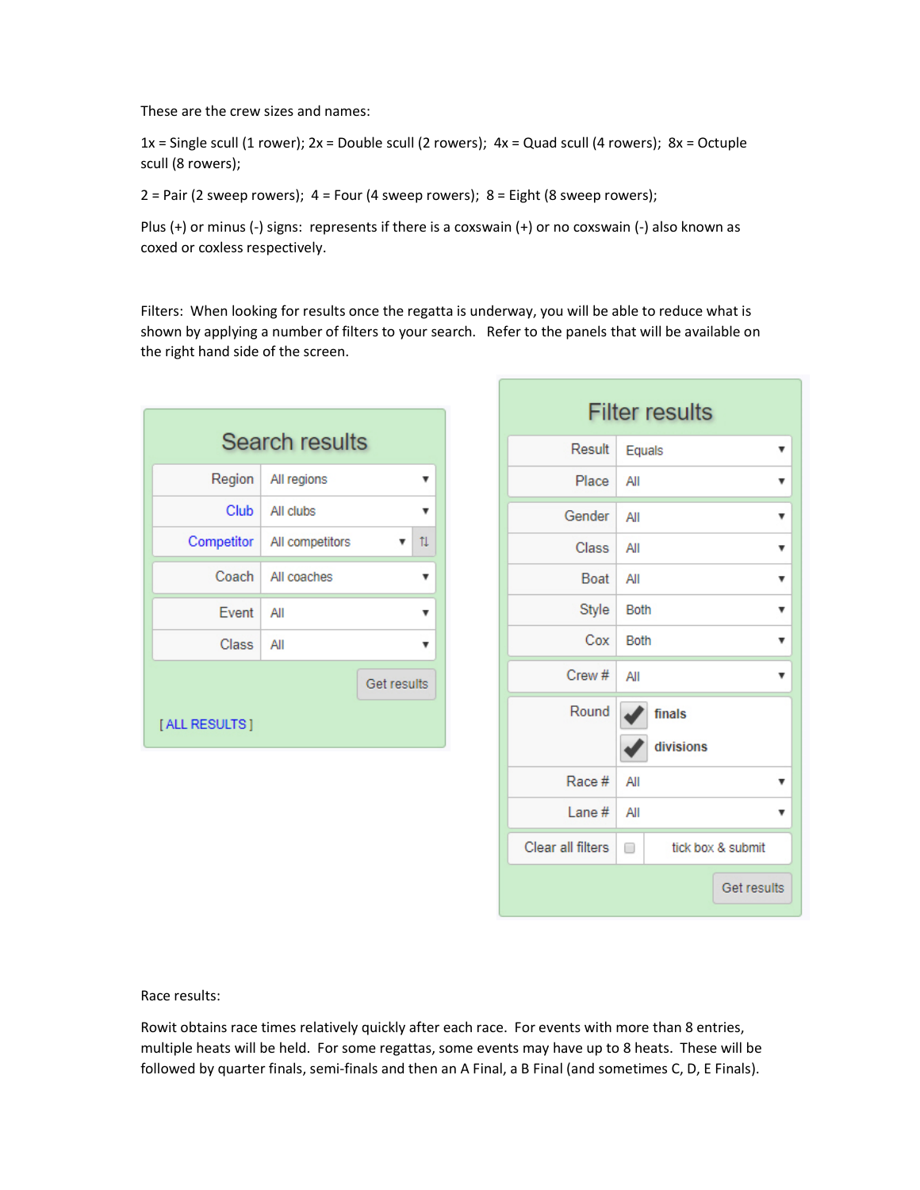These are the crew sizes and names:

1x = Single scull (1 rower); 2x = Double scull (2 rowers); 4x = Quad scull (4 rowers); 8x = Octuple scull (8 rowers);

2 = Pair (2 sweep rowers); 4 = Four (4 sweep rowers); 8 = Eight (8 sweep rowers);

Plus (+) or minus (-) signs: represents if there is a coxswain (+) or no coxswain (-) also known as coxed or coxless respectively.

Filters: When looking for results once the regatta is underway, you will be able to reduce what is shown by applying a number of filters to your search. Refer to the panels that will be available on the right hand side of the screen.

**Search results**

| Field | Value |
|---|---|
| Region | All regions |
| Club | All clubs |
| Competitor | All competitors |
| Coach | All coaches |
| Event | All |
| Class | All |

Get results

[ ALL RESULTS ]

**Filter results**

| Field | Value |
|---|---|
| Result | Equals |
| Place | All |
| Gender | All |
| Class | All |
| Boat | All |
| Style | Both |
| Cox | Both |
| Crew # | All |
| Round | ☑ finals<br>☑ divisions |
| Race # | All |
| Lane # | All |
| Clear all filters | ☐ tick box & submit |

Get results

Race results:

Rowit obtains race times relatively quickly after each race. For events with more than 8 entries, multiple heats will be held. For some regattas, some events may have up to 8 heats. These will be followed by quarter finals, semi-finals and then an A Final, a B Final (and sometimes C, D, E Finals).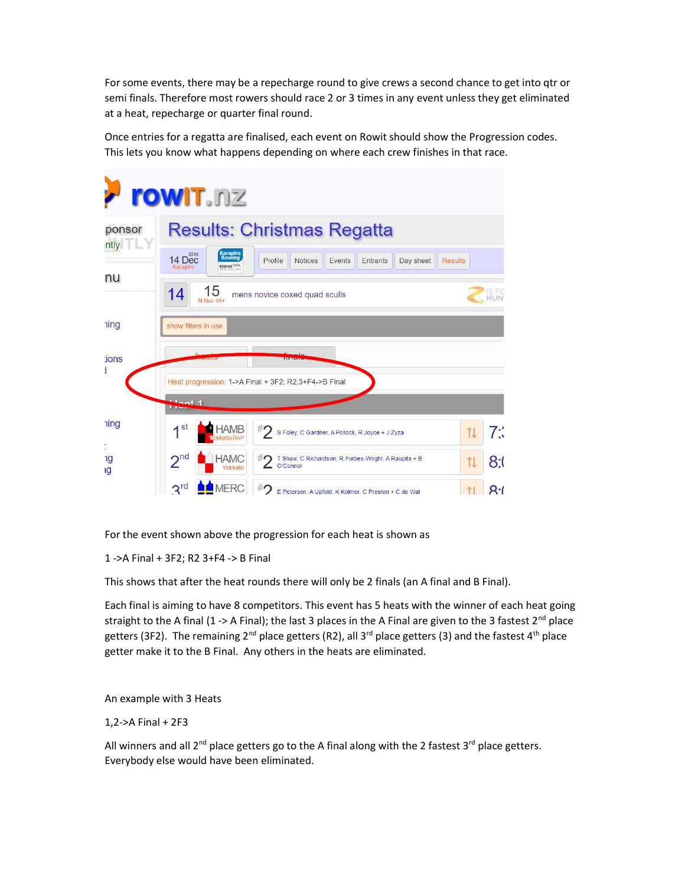For some events, there may be a repecharge round to give crews a second chance to get into qtr or semi finals. Therefore most rowers should race 2 or 3 times in any event unless they get eliminated at a heat, repecharge or quarter final round.

Once entries for a regatta are finalised, each event on Rowit should show the Progression codes. This lets you know what happens depending on where each crew finishes in that race.

For the event shown above the progression for each heat is shown as

1 ->A Final + 3F2; R2 3+F4 -> B Final

This shows that after the heat rounds there will only be 2 finals (an A final and B Final).

Each final is aiming to have 8 competitors. This event has 5 heats with the winner of each heat going straight to the A final (1 -> A Final); the last 3 places in the A Final are given to the 3 fastest 2nd place getters (3F2). The remaining 2nd place getters (R2), all 3rd place getters (3) and the fastest 4th place getter make it to the B Final. Any others in the heats are eliminated.

An example with 3 Heats

1,2->A Final + 2F3

All winners and all 2nd place getters go to the A final along with the 2 fastest 3rd place getters. Everybody else would have been eliminated.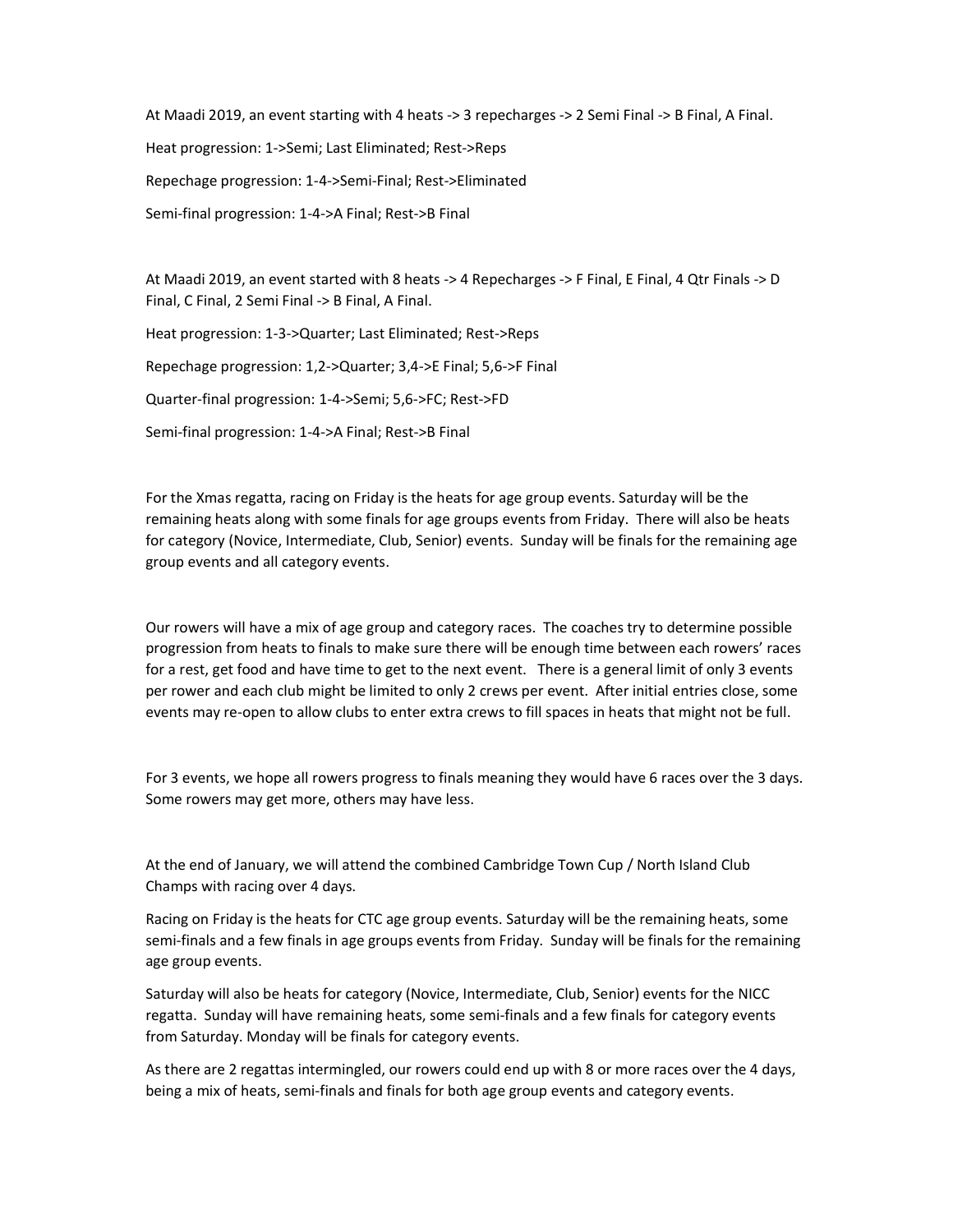At Maadi 2019, an event starting with 4 heats -> 3 repecharges -> 2 Semi Final -> B Final, A Final.

Heat progression: 1->Semi; Last Eliminated; Rest->Reps

Repechage progression: 1-4->Semi-Final; Rest->Eliminated

Semi-final progression: 1-4->A Final; Rest->B Final

At Maadi 2019, an event started with 8 heats -> 4 Repecharges -> F Final, E Final, 4 Qtr Finals -> D Final, C Final, 2 Semi Final -> B Final, A Final.

Heat progression: 1-3->Quarter; Last Eliminated; Rest->Reps

Repechage progression: 1,2->Quarter; 3,4->E Final; 5,6->F Final

Quarter-final progression: 1-4->Semi; 5,6->FC; Rest->FD

Semi-final progression: 1-4->A Final; Rest->B Final

For the Xmas regatta, racing on Friday is the heats for age group events. Saturday will be the remaining heats along with some finals for age groups events from Friday. There will also be heats for category (Novice, Intermediate, Club, Senior) events. Sunday will be finals for the remaining age group events and all category events.

Our rowers will have a mix of age group and category races. The coaches try to determine possible progression from heats to finals to make sure there will be enough time between each rowers' races for a rest, get food and have time to get to the next event. There is a general limit of only 3 events per rower and each club might be limited to only 2 crews per event. After initial entries close, some events may re-open to allow clubs to enter extra crews to fill spaces in heats that might not be full.

For 3 events, we hope all rowers progress to finals meaning they would have 6 races over the 3 days. Some rowers may get more, others may have less.

At the end of January, we will attend the combined Cambridge Town Cup / North Island Club Champs with racing over 4 days.

Racing on Friday is the heats for CTC age group events. Saturday will be the remaining heats, some semi-finals and a few finals in age groups events from Friday. Sunday will be finals for the remaining age group events.

Saturday will also be heats for category (Novice, Intermediate, Club, Senior) events for the NICC regatta. Sunday will have remaining heats, some semi-finals and a few finals for category events from Saturday. Monday will be finals for category events.

As there are 2 regattas intermingled, our rowers could end up with 8 or more races over the 4 days, being a mix of heats, semi-finals and finals for both age group events and category events.